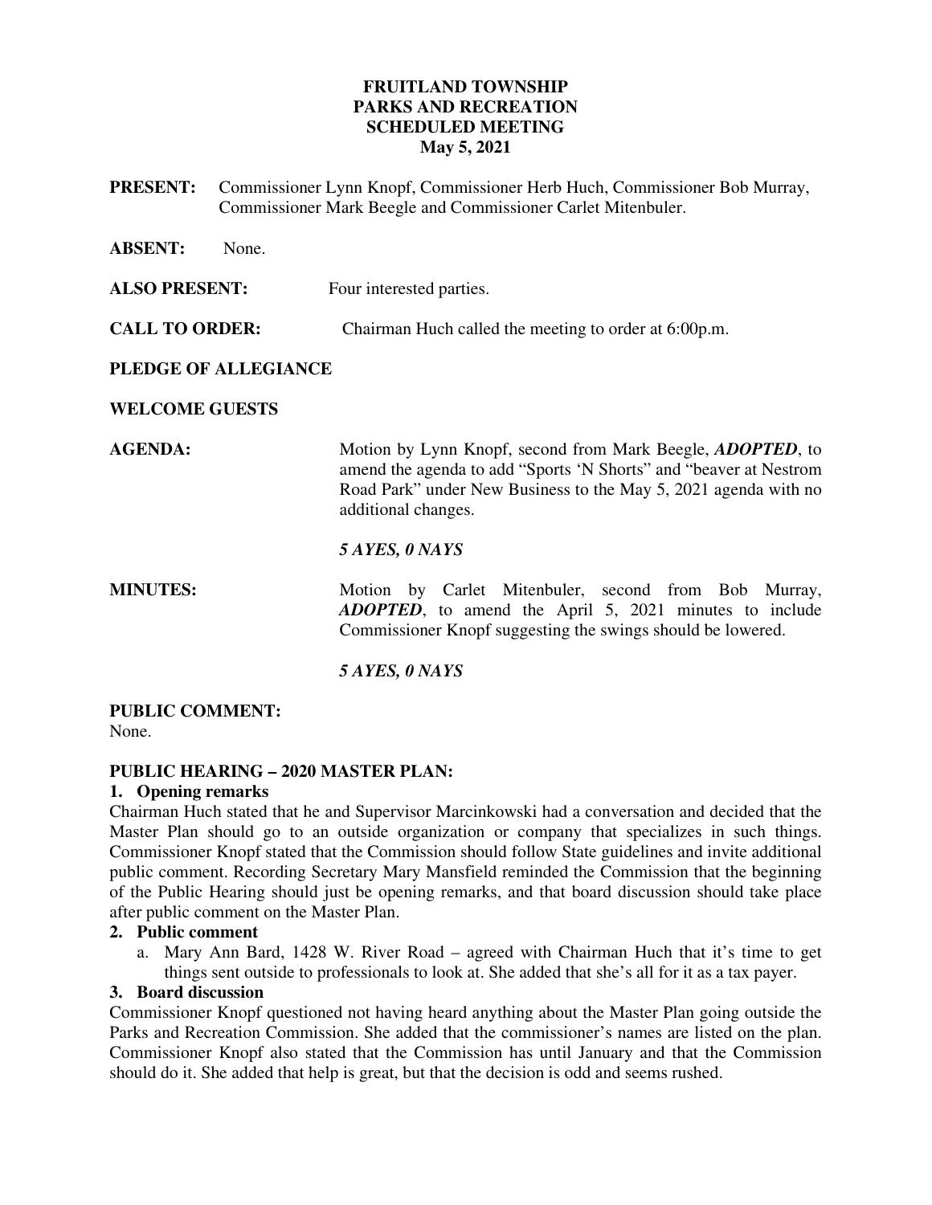# FRUITLAND TOWNSHIP
# PARKS AND RECREATION
# SCHEDULED MEETING
# May 5, 2021

**PRESENT:** Commissioner Lynn Knopf, Commissioner Herb Huch, Commissioner Bob Murray, Commissioner Mark Beegle and Commissioner Carlet Mitenbuler.

**ABSENT:** None.

**ALSO PRESENT:** Four interested parties.

**CALL TO ORDER:** Chairman Huch called the meeting to order at 6:00p.m.

**PLEDGE OF ALLEGIANCE**

**WELCOME GUESTS**

**AGENDA:** Motion by Lynn Knopf, second from Mark Beegle, ***ADOPTED***, to amend the agenda to add "Sports 'N Shorts" and "beaver at Nestrom Road Park" under New Business to the May 5, 2021 agenda with no additional changes.

***5 AYES, 0 NAYS***

**MINUTES:** Motion by Carlet Mitenbuler, second from Bob Murray, ***ADOPTED***, to amend the April 5, 2021 minutes to include Commissioner Knopf suggesting the swings should be lowered.

***5 AYES, 0 NAYS***

**PUBLIC COMMENT:**
None.

**PUBLIC HEARING – 2020 MASTER PLAN:**

**1. Opening remarks**

Chairman Huch stated that he and Supervisor Marcinkowski had a conversation and decided that the Master Plan should go to an outside organization or company that specializes in such things. Commissioner Knopf stated that the Commission should follow State guidelines and invite additional public comment. Recording Secretary Mary Mansfield reminded the Commission that the beginning of the Public Hearing should just be opening remarks, and that board discussion should take place after public comment on the Master Plan.

**2. Public comment**

a. Mary Ann Bard, 1428 W. River Road – agreed with Chairman Huch that it's time to get things sent outside to professionals to look at. She added that she's all for it as a tax payer.

**3. Board discussion**

Commissioner Knopf questioned not having heard anything about the Master Plan going outside the Parks and Recreation Commission. She added that the commissioner's names are listed on the plan. Commissioner Knopf also stated that the Commission has until January and that the Commission should do it. She added that help is great, but that the decision is odd and seems rushed.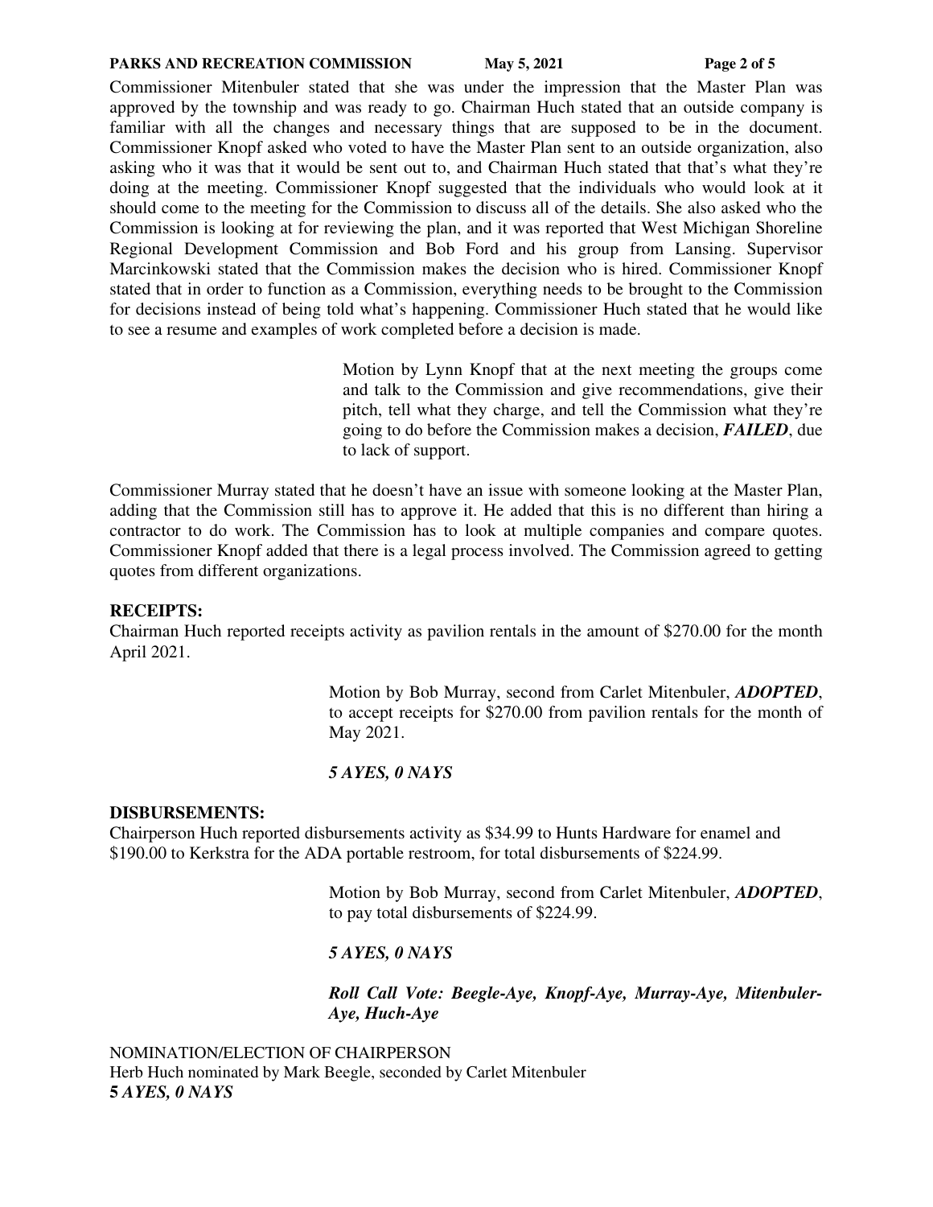Commissioner Mitenbuler stated that she was under the impression that the Master Plan was approved by the township and was ready to go. Chairman Huch stated that an outside company is familiar with all the changes and necessary things that are supposed to be in the document. Commissioner Knopf asked who voted to have the Master Plan sent to an outside organization, also asking who it was that it would be sent out to, and Chairman Huch stated that that's what they're doing at the meeting. Commissioner Knopf suggested that the individuals who would look at it should come to the meeting for the Commission to discuss all of the details. She also asked who the Commission is looking at for reviewing the plan, and it was reported that West Michigan Shoreline Regional Development Commission and Bob Ford and his group from Lansing. Supervisor Marcinkowski stated that the Commission makes the decision who is hired. Commissioner Knopf stated that in order to function as a Commission, everything needs to be brought to the Commission for decisions instead of being told what's happening. Commissioner Huch stated that he would like to see a resume and examples of work completed before a decision is made.

> Motion by Lynn Knopf that at the next meeting the groups come and talk to the Commission and give recommendations, give their pitch, tell what they charge, and tell the Commission what they're going to do before the Commission makes a decision, ***FAILED***, due to lack of support.

Commissioner Murray stated that he doesn't have an issue with someone looking at the Master Plan, adding that the Commission still has to approve it. He added that this is no different than hiring a contractor to do work. The Commission has to look at multiple companies and compare quotes. Commissioner Knopf added that there is a legal process involved. The Commission agreed to getting quotes from different organizations.

**RECEIPTS:**

Chairman Huch reported receipts activity as pavilion rentals in the amount of $270.00 for the month April 2021.

> Motion by Bob Murray, second from Carlet Mitenbuler, ***ADOPTED***, to accept receipts for $270.00 from pavilion rentals for the month of May 2021.
>
> ***5 AYES, 0 NAYS***

**DISBURSEMENTS:**

Chairperson Huch reported disbursements activity as $34.99 to Hunts Hardware for enamel and $190.00 to Kerkstra for the ADA portable restroom, for total disbursements of $224.99.

> Motion by Bob Murray, second from Carlet Mitenbuler, ***ADOPTED***, to pay total disbursements of $224.99.
>
> ***5 AYES, 0 NAYS***
>
> ***Roll Call Vote: Beegle-Aye, Knopf-Aye, Murray-Aye, Mitenbuler-Aye, Huch-Aye***

NOMINATION/ELECTION OF CHAIRPERSON

Herb Huch nominated by Mark Beegle, seconded by Carlet Mitenbuler

**5 *AYES, 0 NAYS***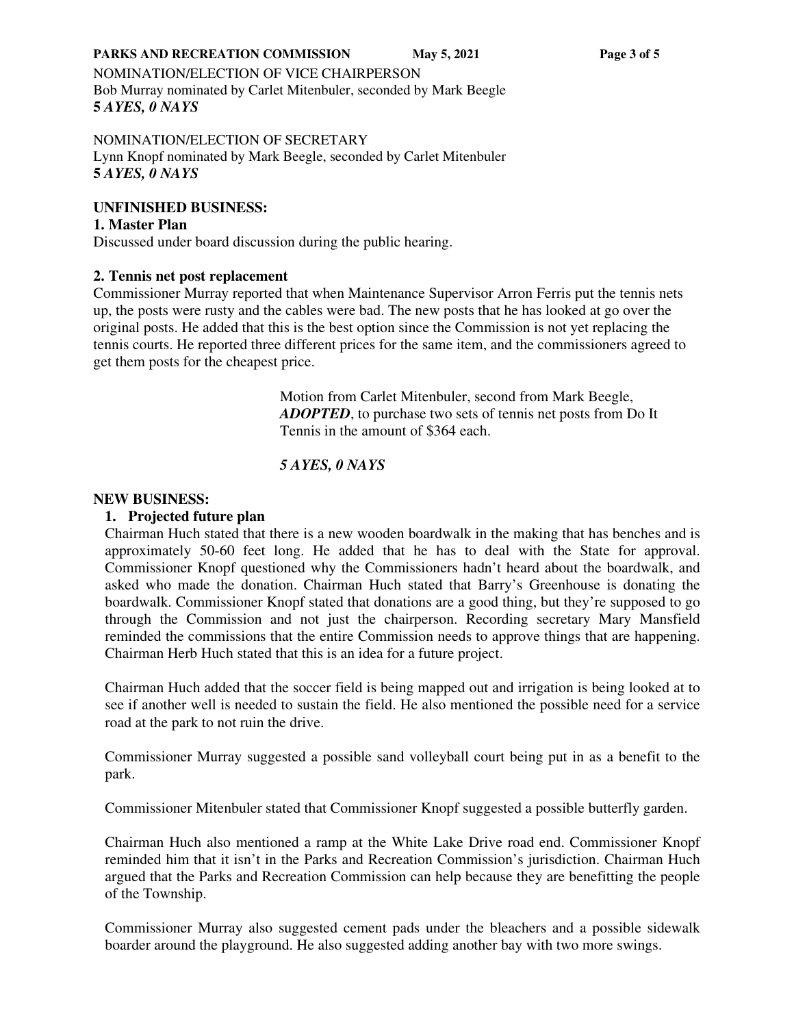NOMINATION/ELECTION OF VICE CHAIRPERSON
Bob Murray nominated by Carlet Mitenbuler, seconded by Mark Beegle
**5 *AYES, 0 NAYS***

NOMINATION/ELECTION OF SECRETARY
Lynn Knopf nominated by Mark Beegle, seconded by Carlet Mitenbuler
**5 *AYES, 0 NAYS***

**UNFINISHED BUSINESS:**

**1. Master Plan**

Discussed under board discussion during the public hearing.

**2. Tennis net post replacement**

Commissioner Murray reported that when Maintenance Supervisor Arron Ferris put the tennis nets up, the posts were rusty and the cables were bad. The new posts that he has looked at go over the original posts. He added that this is the best option since the Commission is not yet replacing the tennis courts. He reported three different prices for the same item, and the commissioners agreed to get them posts for the cheapest price.

> Motion from Carlet Mitenbuler, second from Mark Beegle, ***ADOPTED***, to purchase two sets of tennis net posts from Do It Tennis in the amount of $364 each.
>
> ***5 AYES, 0 NAYS***

**NEW BUSINESS:**

1. **Projected future plan**

Chairman Huch stated that there is a new wooden boardwalk in the making that has benches and is approximately 50-60 feet long. He added that he has to deal with the State for approval. Commissioner Knopf questioned why the Commissioners hadn't heard about the boardwalk, and asked who made the donation. Chairman Huch stated that Barry's Greenhouse is donating the boardwalk. Commissioner Knopf stated that donations are a good thing, but they're supposed to go through the Commission and not just the chairperson. Recording secretary Mary Mansfield reminded the commissions that the entire Commission needs to approve things that are happening. Chairman Herb Huch stated that this is an idea for a future project.

Chairman Huch added that the soccer field is being mapped out and irrigation is being looked at to see if another well is needed to sustain the field. He also mentioned the possible need for a service road at the park to not ruin the drive.

Commissioner Murray suggested a possible sand volleyball court being put in as a benefit to the park.

Commissioner Mitenbuler stated that Commissioner Knopf suggested a possible butterfly garden.

Chairman Huch also mentioned a ramp at the White Lake Drive road end. Commissioner Knopf reminded him that it isn't in the Parks and Recreation Commission's jurisdiction. Chairman Huch argued that the Parks and Recreation Commission can help because they are benefitting the people of the Township.

Commissioner Murray also suggested cement pads under the bleachers and a possible sidewalk boarder around the playground. He also suggested adding another bay with two more swings.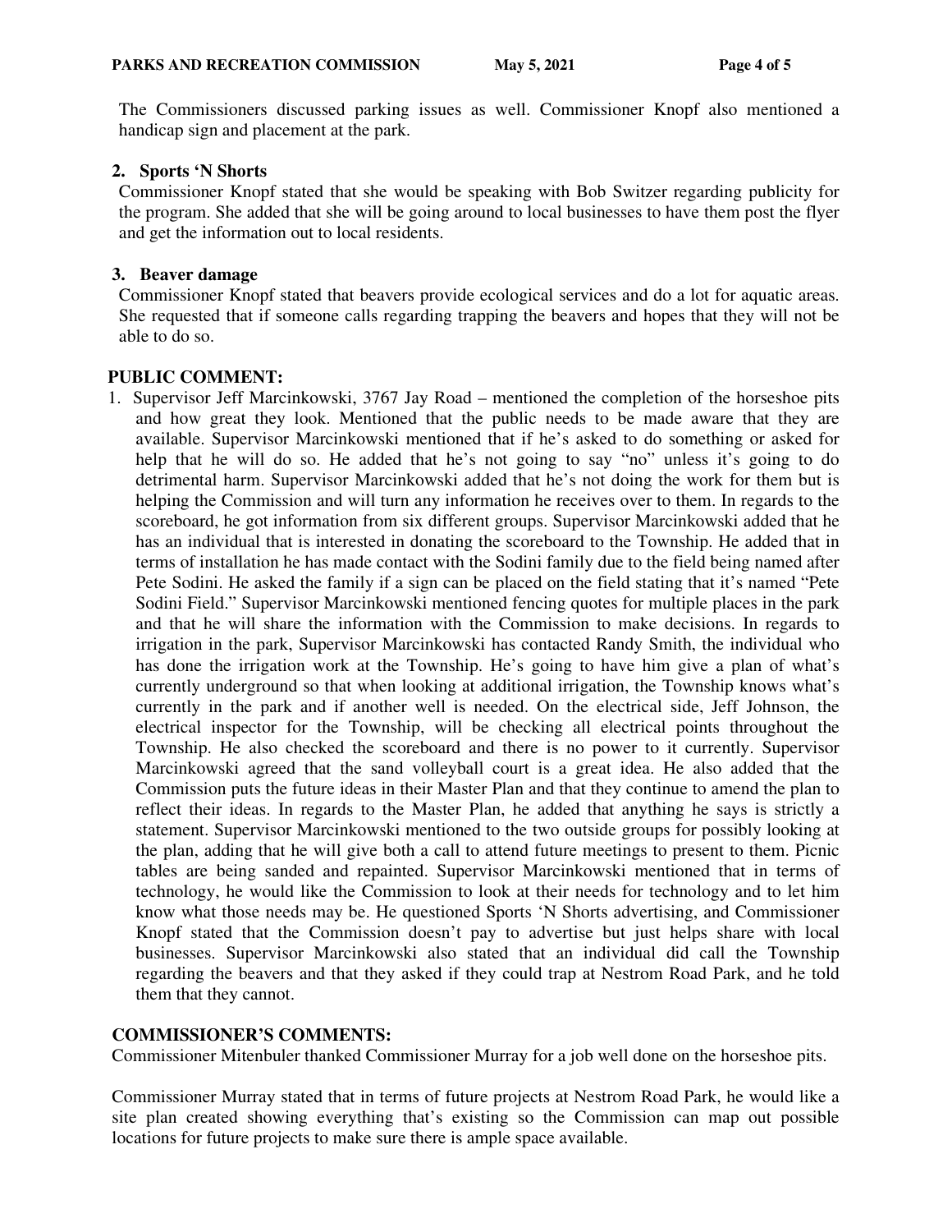The Commissioners discussed parking issues as well. Commissioner Knopf also mentioned a handicap sign and placement at the park.

**2. Sports 'N Shorts**

Commissioner Knopf stated that she would be speaking with Bob Switzer regarding publicity for the program. She added that she will be going around to local businesses to have them post the flyer and get the information out to local residents.

**3. Beaver damage**

Commissioner Knopf stated that beavers provide ecological services and do a lot for aquatic areas. She requested that if someone calls regarding trapping the beavers and hopes that they will not be able to do so.

**PUBLIC COMMENT:**

1. Supervisor Jeff Marcinkowski, 3767 Jay Road – mentioned the completion of the horseshoe pits and how great they look. Mentioned that the public needs to be made aware that they are available. Supervisor Marcinkowski mentioned that if he's asked to do something or asked for help that he will do so. He added that he's not going to say "no" unless it's going to do detrimental harm. Supervisor Marcinkowski added that he's not doing the work for them but is helping the Commission and will turn any information he receives over to them. In regards to the scoreboard, he got information from six different groups. Supervisor Marcinkowski added that he has an individual that is interested in donating the scoreboard to the Township. He added that in terms of installation he has made contact with the Sodini family due to the field being named after Pete Sodini. He asked the family if a sign can be placed on the field stating that it's named "Pete Sodini Field." Supervisor Marcinkowski mentioned fencing quotes for multiple places in the park and that he will share the information with the Commission to make decisions. In regards to irrigation in the park, Supervisor Marcinkowski has contacted Randy Smith, the individual who has done the irrigation work at the Township. He's going to have him give a plan of what's currently underground so that when looking at additional irrigation, the Township knows what's currently in the park and if another well is needed. On the electrical side, Jeff Johnson, the electrical inspector for the Township, will be checking all electrical points throughout the Township. He also checked the scoreboard and there is no power to it currently. Supervisor Marcinkowski agreed that the sand volleyball court is a great idea. He also added that the Commission puts the future ideas in their Master Plan and that they continue to amend the plan to reflect their ideas. In regards to the Master Plan, he added that anything he says is strictly a statement. Supervisor Marcinkowski mentioned to the two outside groups for possibly looking at the plan, adding that he will give both a call to attend future meetings to present to them. Picnic tables are being sanded and repainted. Supervisor Marcinkowski mentioned that in terms of technology, he would like the Commission to look at their needs for technology and to let him know what those needs may be. He questioned Sports 'N Shorts advertising, and Commissioner Knopf stated that the Commission doesn't pay to advertise but just helps share with local businesses. Supervisor Marcinkowski also stated that an individual did call the Township regarding the beavers and that they asked if they could trap at Nestrom Road Park, and he told them that they cannot.

**COMMISSIONER'S COMMENTS:**

Commissioner Mitenbuler thanked Commissioner Murray for a job well done on the horseshoe pits.

Commissioner Murray stated that in terms of future projects at Nestrom Road Park, he would like a site plan created showing everything that's existing so the Commission can map out possible locations for future projects to make sure there is ample space available.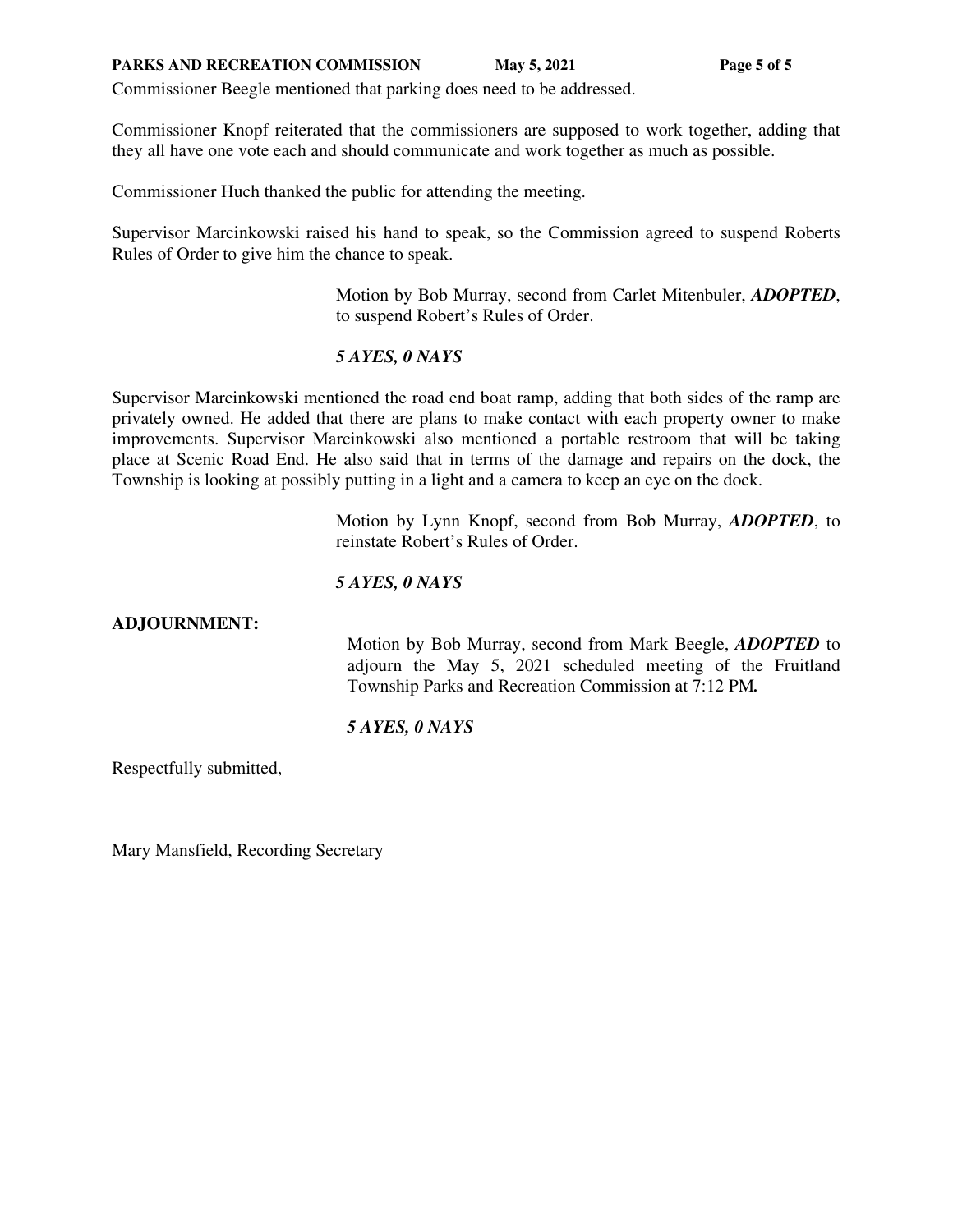Commissioner Beegle mentioned that parking does need to be addressed.

Commissioner Knopf reiterated that the commissioners are supposed to work together, adding that they all have one vote each and should communicate and work together as much as possible.

Commissioner Huch thanked the public for attending the meeting.

Supervisor Marcinkowski raised his hand to speak, so the Commission agreed to suspend Roberts Rules of Order to give him the chance to speak.

Motion by Bob Murray, second from Carlet Mitenbuler, ***ADOPTED***, to suspend Robert's Rules of Order.

***5 AYES, 0 NAYS***

Supervisor Marcinkowski mentioned the road end boat ramp, adding that both sides of the ramp are privately owned. He added that there are plans to make contact with each property owner to make improvements. Supervisor Marcinkowski also mentioned a portable restroom that will be taking place at Scenic Road End. He also said that in terms of the damage and repairs on the dock, the Township is looking at possibly putting in a light and a camera to keep an eye on the dock.

Motion by Lynn Knopf, second from Bob Murray, ***ADOPTED***, to reinstate Robert's Rules of Order.

***5 AYES, 0 NAYS***

**ADJOURNMENT:**

Motion by Bob Murray, second from Mark Beegle, ***ADOPTED*** to adjourn the May 5, 2021 scheduled meeting of the Fruitland Township Parks and Recreation Commission at 7:12 PM**.**

***5 AYES, 0 NAYS***

Respectfully submitted,

Mary Mansfield, Recording Secretary